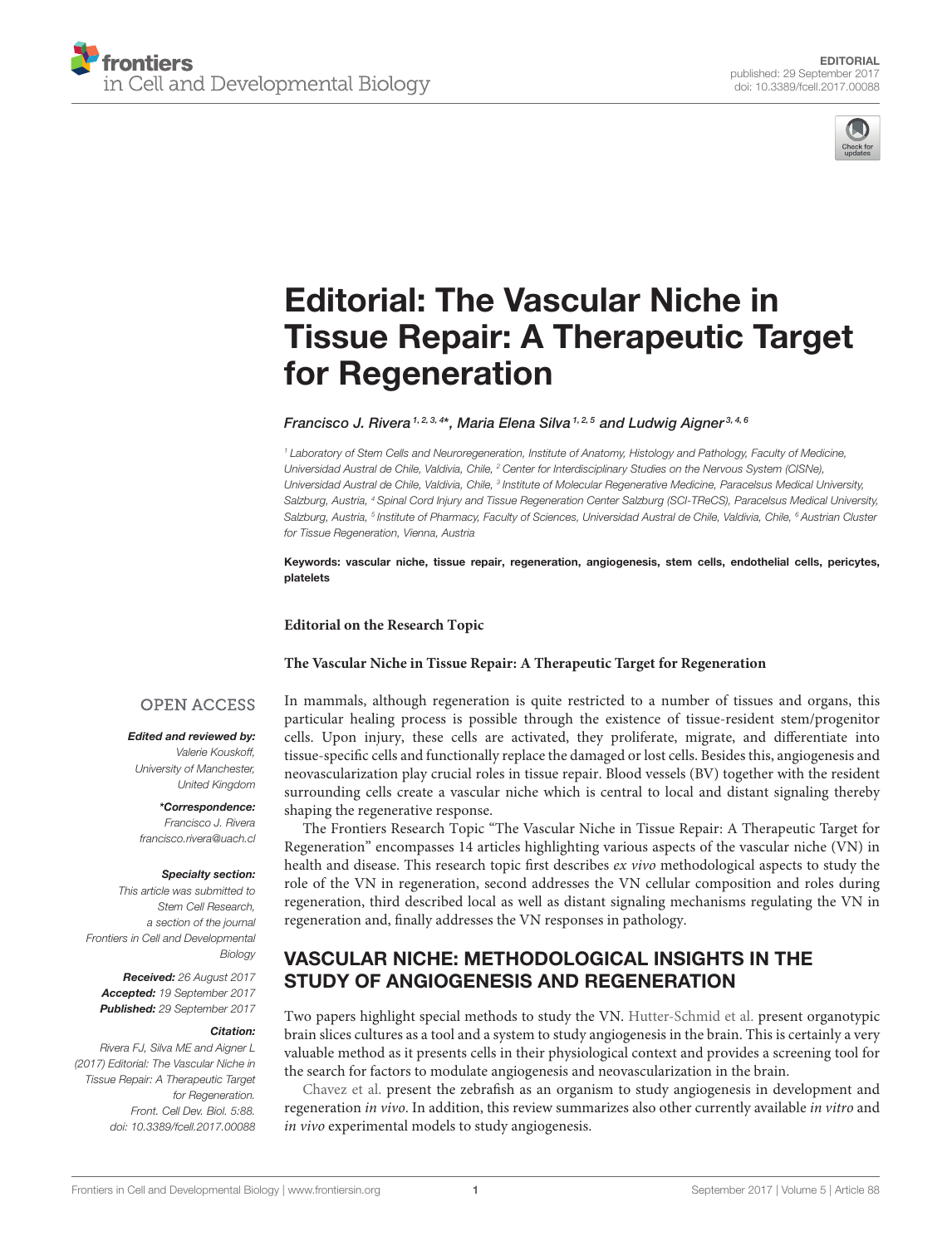EDITORIAL
published: 29 September 2017
doi: 10.3389/fcell.2017.00088

# Editorial: The Vascular Niche in Tissue Repair: A Therapeutic Target for Regeneration

*Francisco J. Rivera*[1,2,3,4]*, *Maria Elena Silva*[1,2,5] *and Ludwig Aigner*[3,4,6]

[1] *Laboratory of Stem Cells and Neuroregeneration, Institute of Anatomy, Histology and Pathology, Faculty of Medicine, Universidad Austral de Chile, Valdivia, Chile,* [2] *Center for Interdisciplinary Studies on the Nervous System (CISNe), Universidad Austral de Chile, Valdivia, Chile,* [3] *Institute of Molecular Regenerative Medicine, Paracelsus Medical University, Salzburg, Austria,* [4] *Spinal Cord Injury and Tissue Regeneration Center Salzburg (SCI-TReCS), Paracelsus Medical University, Salzburg, Austria,* [5] *Institute of Pharmacy, Faculty of Sciences, Universidad Austral de Chile, Valdivia, Chile,* [6] *Austrian Cluster for Tissue Regeneration, Vienna, Austria*

**Keywords: vascular niche, tissue repair, regeneration, angiogenesis, stem cells, endothelial cells, pericytes, platelets**

**Editorial on the Research Topic**

**The Vascular Niche in Tissue Repair: A Therapeutic Target for Regeneration**

OPEN ACCESS

***Edited and reviewed by:***
*Valerie Kouskoff, University of Manchester, United Kingdom*

****Correspondence:***
*Francisco J. Rivera*
*francisco.rivera@uach.cl*

***Specialty section:***
*This article was submitted to Stem Cell Research, a section of the journal Frontiers in Cell and Developmental Biology*

***Received:*** *26 August 2017*
***Accepted:*** *19 September 2017*
***Published:*** *29 September 2017*

***Citation:***
*Rivera FJ, Silva ME and Aigner L (2017) Editorial: The Vascular Niche in Tissue Repair: A Therapeutic Target for Regeneration. Front. Cell Dev. Biol. 5:88. doi: 10.3389/fcell.2017.00088*

In mammals, although regeneration is quite restricted to a number of tissues and organs, this particular healing process is possible through the existence of tissue-resident stem/progenitor cells. Upon injury, these cells are activated, they proliferate, migrate, and differentiate into tissue-specific cells and functionally replace the damaged or lost cells. Besides this, angiogenesis and neovascularization play crucial roles in tissue repair. Blood vessels (BV) together with the resident surrounding cells create a vascular niche which is central to local and distant signaling thereby shaping the regenerative response.

The Frontiers Research Topic "The Vascular Niche in Tissue Repair: A Therapeutic Target for Regeneration" encompasses 14 articles highlighting various aspects of the vascular niche (VN) in health and disease. This research topic first describes *ex vivo* methodological aspects to study the role of the VN in regeneration, second addresses the VN cellular composition and roles during regeneration, third described local as well as distant signaling mechanisms regulating the VN in regeneration and, finally addresses the VN responses in pathology.

## VASCULAR NICHE: METHODOLOGICAL INSIGHTS IN THE STUDY OF ANGIOGENESIS AND REGENERATION

Two papers highlight special methods to study the VN. Hutter-Schmid et al. present organotypic brain slices cultures as a tool and a system to study angiogenesis in the brain. This is certainly a very valuable method as it presents cells in their physiological context and provides a screening tool for the search for factors to modulate angiogenesis and neovascularization in the brain.

Chavez et al. present the zebrafish as an organism to study angiogenesis in development and regeneration *in vivo*. In addition, this review summarizes also other currently available *in vitro* and *in vivo* experimental models to study angiogenesis.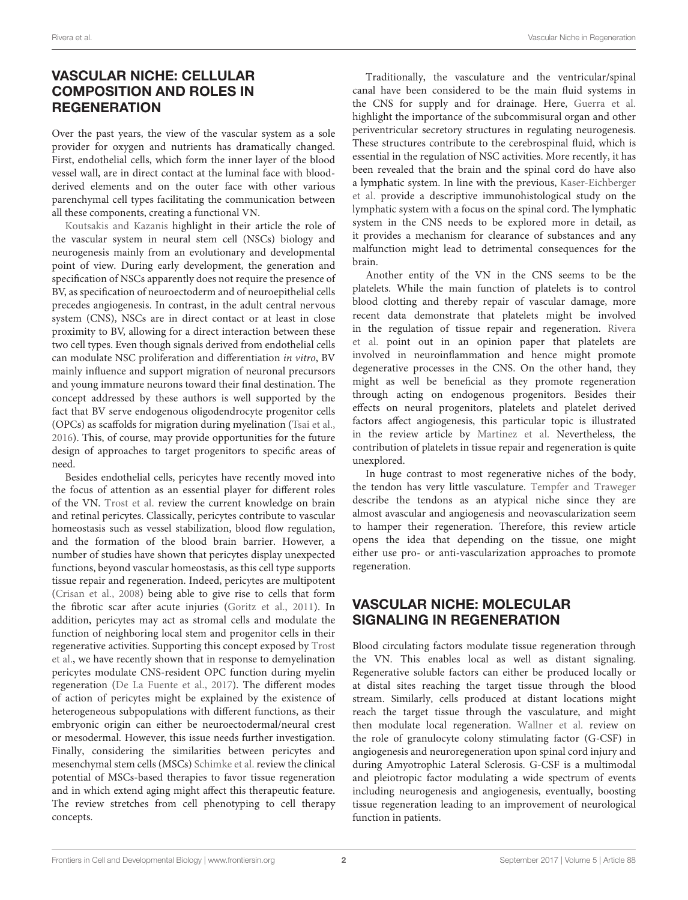## VASCULAR NICHE: CELLULAR COMPOSITION AND ROLES IN REGENERATION

Over the past years, the view of the vascular system as a sole provider for oxygen and nutrients has dramatically changed. First, endothelial cells, which form the inner layer of the blood vessel wall, are in direct contact at the luminal face with blood-derived elements and on the outer face with other various parenchymal cell types facilitating the communication between all these components, creating a functional VN.

Koutsakis and Kazanis highlight in their article the role of the vascular system in neural stem cell (NSCs) biology and neurogenesis mainly from an evolutionary and developmental point of view. During early development, the generation and specification of NSCs apparently does not require the presence of BV, as specification of neuroectoderm and of neuroepithelial cells precedes angiogenesis. In contrast, in the adult central nervous system (CNS), NSCs are in direct contact or at least in close proximity to BV, allowing for a direct interaction between these two cell types. Even though signals derived from endothelial cells can modulate NSC proliferation and differentiation *in vitro*, BV mainly influence and support migration of neuronal precursors and young immature neurons toward their final destination. The concept addressed by these authors is well supported by the fact that BV serve endogenous oligodendrocyte progenitor cells (OPCs) as scaffolds for migration during myelination (Tsai et al., 2016). This, of course, may provide opportunities for the future design of approaches to target progenitors to specific areas of need.

Besides endothelial cells, pericytes have recently moved into the focus of attention as an essential player for different roles of the VN. Trost et al. review the current knowledge on brain and retinal pericytes. Classically, pericytes contribute to vascular homeostasis such as vessel stabilization, blood flow regulation, and the formation of the blood brain barrier. However, a number of studies have shown that pericytes display unexpected functions, beyond vascular homeostasis, as this cell type supports tissue repair and regeneration. Indeed, pericytes are multipotent (Crisan et al., 2008) being able to give rise to cells that form the fibrotic scar after acute injuries (Goritz et al., 2011). In addition, pericytes may act as stromal cells and modulate the function of neighboring local stem and progenitor cells in their regenerative activities. Supporting this concept exposed by Trost et al., we have recently shown that in response to demyelination pericytes modulate CNS-resident OPC function during myelin regeneration (De La Fuente et al., 2017). The different modes of action of pericytes might be explained by the existence of heterogeneous subpopulations with different functions, as their embryonic origin can either be neuroectodermal/neural crest or mesodermal. However, this issue needs further investigation. Finally, considering the similarities between pericytes and mesenchymal stem cells (MSCs) Schimke et al. review the clinical potential of MSCs-based therapies to favor tissue regeneration and in which extend aging might affect this therapeutic feature. The review stretches from cell phenotyping to cell therapy concepts.

Traditionally, the vasculature and the ventricular/spinal canal have been considered to be the main fluid systems in the CNS for supply and for drainage. Here, Guerra et al. highlight the importance of the subcommisural organ and other periventricular secretory structures in regulating neurogenesis. These structures contribute to the cerebrospinal fluid, which is essential in the regulation of NSC activities. More recently, it has been revealed that the brain and the spinal cord do have also a lymphatic system. In line with the previous, Kaser-Eichberger et al. provide a descriptive immunohistological study on the lymphatic system with a focus on the spinal cord. The lymphatic system in the CNS needs to be explored more in detail, as it provides a mechanism for clearance of substances and any malfunction might lead to detrimental consequences for the brain.

Another entity of the VN in the CNS seems to be the platelets. While the main function of platelets is to control blood clotting and thereby repair of vascular damage, more recent data demonstrate that platelets might be involved in the regulation of tissue repair and regeneration. Rivera et al. point out in an opinion paper that platelets are involved in neuroinflammation and hence might promote degenerative processes in the CNS. On the other hand, they might as well be beneficial as they promote regeneration through acting on endogenous progenitors. Besides their effects on neural progenitors, platelets and platelet derived factors affect angiogenesis, this particular topic is illustrated in the review article by Martinez et al. Nevertheless, the contribution of platelets in tissue repair and regeneration is quite unexplored.

In huge contrast to most regenerative niches of the body, the tendon has very little vasculature. Tempfer and Traweger describe the tendons as an atypical niche since they are almost avascular and angiogenesis and neovascularization seem to hamper their regeneration. Therefore, this review article opens the idea that depending on the tissue, one might either use pro- or anti-vascularization approaches to promote regeneration.

## VASCULAR NICHE: MOLECULAR SIGNALING IN REGENERATION

Blood circulating factors modulate tissue regeneration through the VN. This enables local as well as distant signaling. Regenerative soluble factors can either be produced locally or at distal sites reaching the target tissue through the blood stream. Similarly, cells produced at distant locations might reach the target tissue through the vasculature, and might then modulate local regeneration. Wallner et al. review on the role of granulocyte colony stimulating factor (G-CSF) in angiogenesis and neuroregeneration upon spinal cord injury and during Amyotrophic Lateral Sclerosis. G-CSF is a multimodal and pleiotropic factor modulating a wide spectrum of events including neurogenesis and angiogenesis, eventually, boosting tissue regeneration leading to an improvement of neurological function in patients.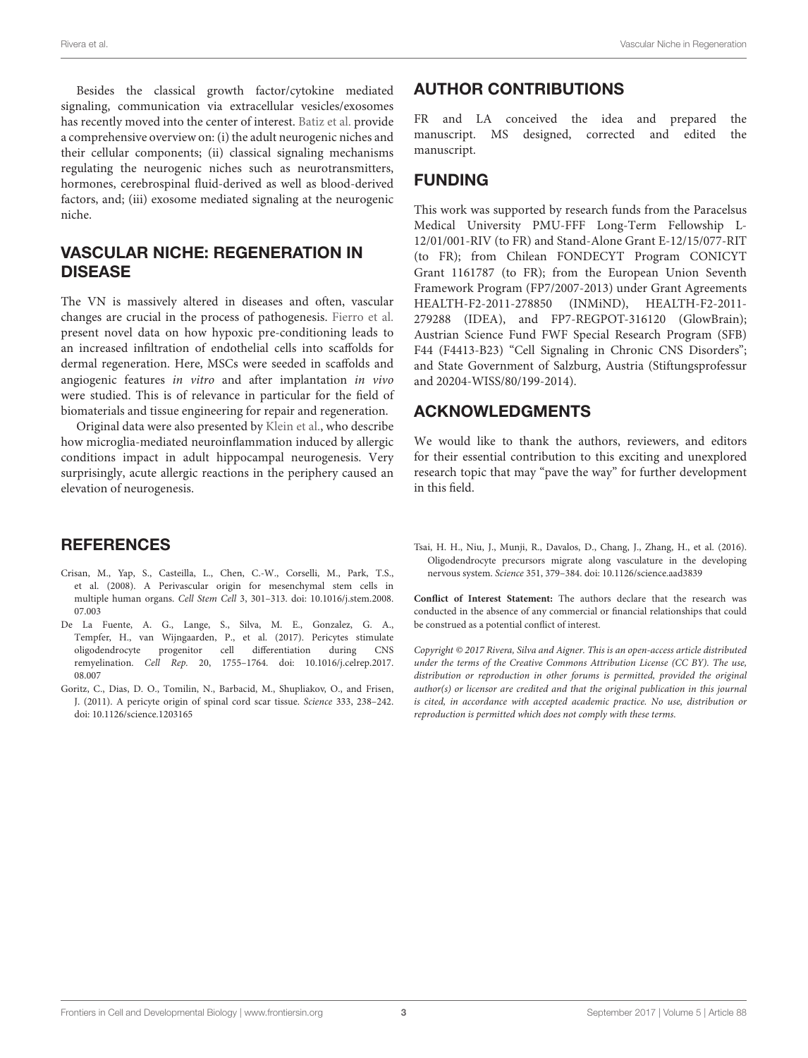Besides the classical growth factor/cytokine mediated signaling, communication via extracellular vesicles/exosomes has recently moved into the center of interest. Batiz et al. provide a comprehensive overview on: (i) the adult neurogenic niches and their cellular components; (ii) classical signaling mechanisms regulating the neurogenic niches such as neurotransmitters, hormones, cerebrospinal fluid-derived as well as blood-derived factors, and; (iii) exosome mediated signaling at the neurogenic niche.

## VASCULAR NICHE: REGENERATION IN DISEASE

The VN is massively altered in diseases and often, vascular changes are crucial in the process of pathogenesis. Fierro et al. present novel data on how hypoxic pre-conditioning leads to an increased infiltration of endothelial cells into scaffolds for dermal regeneration. Here, MSCs were seeded in scaffolds and angiogenic features *in vitro* and after implantation *in vivo* were studied. This is of relevance in particular for the field of biomaterials and tissue engineering for repair and regeneration.

Original data were also presented by Klein et al., who describe how microglia-mediated neuroinflammation induced by allergic conditions impact in adult hippocampal neurogenesis. Very surprisingly, acute allergic reactions in the periphery caused an elevation of neurogenesis.

## AUTHOR CONTRIBUTIONS

FR and LA conceived the idea and prepared the manuscript. MS designed, corrected and edited the manuscript.

## FUNDING

This work was supported by research funds from the Paracelsus Medical University PMU-FFF Long-Term Fellowship L-12/01/001-RIV (to FR) and Stand-Alone Grant E-12/15/077-RIT (to FR); from Chilean FONDECYT Program CONICYT Grant 1161787 (to FR); from the European Union Seventh Framework Program (FP7/2007-2013) under Grant Agreements HEALTH-F2-2011-278850 (INMiND), HEALTH-F2-2011-279288 (IDEA), and FP7-REGPOT-316120 (GlowBrain); Austrian Science Fund FWF Special Research Program (SFB) F44 (F4413-B23) "Cell Signaling in Chronic CNS Disorders"; and State Government of Salzburg, Austria (Stiftungsprofessur and 20204-WISS/80/199-2014).

## ACKNOWLEDGMENTS

We would like to thank the authors, reviewers, and editors for their essential contribution to this exciting and unexplored research topic that may "pave the way" for further development in this field.

## REFERENCES

Crisan, M., Yap, S., Casteilla, L., Chen, C.-W., Corselli, M., Park, T.S., et al. (2008). A Perivascular origin for mesenchymal stem cells in multiple human organs. *Cell Stem Cell* 3, 301–313. doi: 10.1016/j.stem.2008.07.003

De La Fuente, A. G., Lange, S., Silva, M. E., Gonzalez, G. A., Tempfer, H., van Wijngaarden, P., et al. (2017). Pericytes stimulate oligodendrocyte progenitor cell differentiation during CNS remyelination. *Cell Rep.* 20, 1755–1764. doi: 10.1016/j.celrep.2017.08.007

Goritz, C., Dias, D. O., Tomilin, N., Barbacid, M., Shupliakov, O., and Frisen, J. (2011). A pericyte origin of spinal cord scar tissue. *Science* 333, 238–242. doi: 10.1126/science.1203165

Tsai, H. H., Niu, J., Munji, R., Davalos, D., Chang, J., Zhang, H., et al. (2016). Oligodendrocyte precursors migrate along vasculature in the developing nervous system. *Science* 351, 379–384. doi: 10.1126/science.aad3839

**Conflict of Interest Statement:** The authors declare that the research was conducted in the absence of any commercial or financial relationships that could be construed as a potential conflict of interest.

*Copyright © 2017 Rivera, Silva and Aigner. This is an open-access article distributed under the terms of the Creative Commons Attribution License (CC BY). The use, distribution or reproduction in other forums is permitted, provided the original author(s) or licensor are credited and that the original publication in this journal is cited, in accordance with accepted academic practice. No use, distribution or reproduction is permitted which does not comply with these terms.*